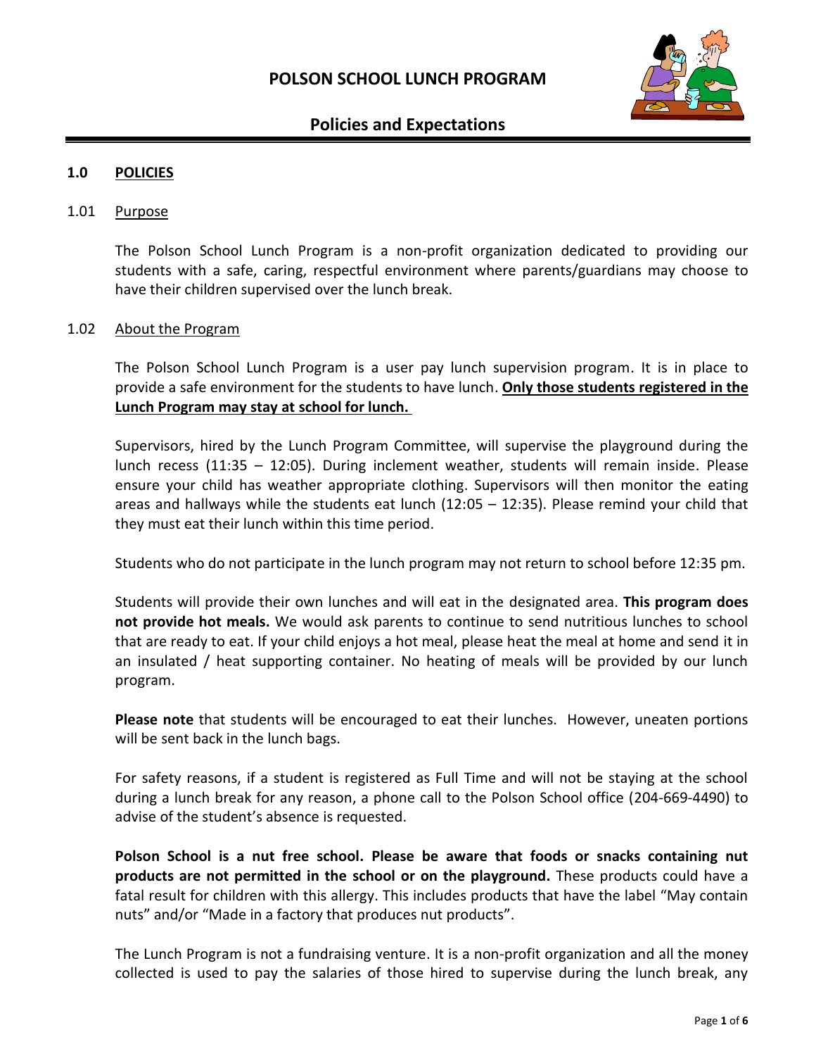# POLSON SCHOOL LUNCH PROGRAM

## Policies and Expectations

### 1.0 POLICIES

#### 1.01 Purpose

The Polson School Lunch Program is a non-profit organization dedicated to providing our students with a safe, caring, respectful environment where parents/guardians may choose to have their children supervised over the lunch break.

#### 1.02 About the Program

The Polson School Lunch Program is a user pay lunch supervision program. It is in place to provide a safe environment for the students to have lunch. **Only those students registered in the Lunch Program may stay at school for lunch.**

Supervisors, hired by the Lunch Program Committee, will supervise the playground during the lunch recess (11:35 – 12:05). During inclement weather, students will remain inside. Please ensure your child has weather appropriate clothing. Supervisors will then monitor the eating areas and hallways while the students eat lunch (12:05 – 12:35). Please remind your child that they must eat their lunch within this time period.

Students who do not participate in the lunch program may not return to school before 12:35 pm.

Students will provide their own lunches and will eat in the designated area. **This program does not provide hot meals.** We would ask parents to continue to send nutritious lunches to school that are ready to eat. If your child enjoys a hot meal, please heat the meal at home and send it in an insulated / heat supporting container. No heating of meals will be provided by our lunch program.

**Please note** that students will be encouraged to eat their lunches. However, uneaten portions will be sent back in the lunch bags.

For safety reasons, if a student is registered as Full Time and will not be staying at the school during a lunch break for any reason, a phone call to the Polson School office (204-669-4490) to advise of the student's absence is requested.

**Polson School is a nut free school. Please be aware that foods or snacks containing nut products are not permitted in the school or on the playground.** These products could have a fatal result for children with this allergy. This includes products that have the label "May contain nuts" and/or "Made in a factory that produces nut products".

The Lunch Program is not a fundraising venture. It is a non-profit organization and all the money collected is used to pay the salaries of those hired to supervise during the lunch break, any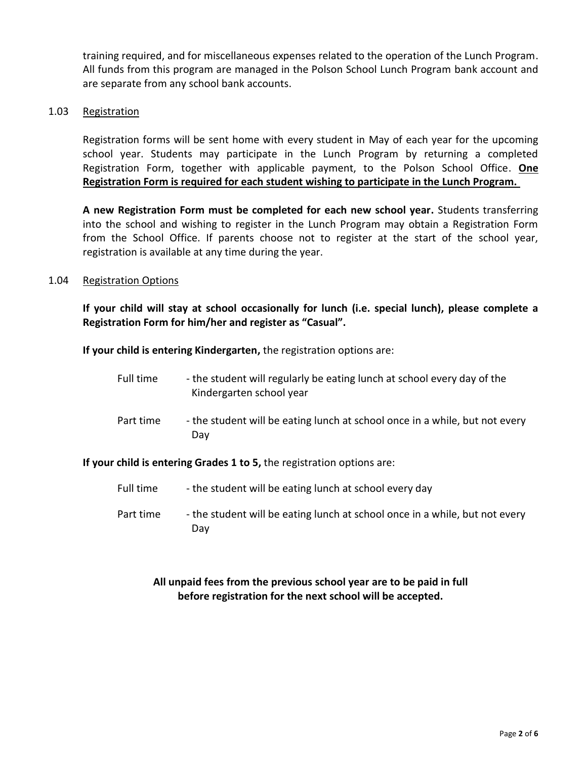training required, and for miscellaneous expenses related to the operation of the Lunch Program. All funds from this program are managed in the Polson School Lunch Program bank account and are separate from any school bank accounts.

### 1.03 Registration

Registration forms will be sent home with every student in May of each year for the upcoming school year. Students may participate in the Lunch Program by returning a completed Registration Form, together with applicable payment, to the Polson School Office. **One Registration Form is required for each student wishing to participate in the Lunch Program.**

**A new Registration Form must be completed for each new school year.** Students transferring into the school and wishing to register in the Lunch Program may obtain a Registration Form from the School Office. If parents choose not to register at the start of the school year, registration is available at any time during the year.

### 1.04 Registration Options

**If your child will stay at school occasionally for lunch (i.e. special lunch), please complete a Registration Form for him/her and register as "Casual".**

**If your child is entering Kindergarten,** the registration options are:

- Full time - the student will regularly be eating lunch at school every day of the Kindergarten school year
- Part time - the student will be eating lunch at school once in a while, but not every Day

**If your child is entering Grades 1 to 5,** the registration options are:

- Full time - the student will be eating lunch at school every day
- Part time - the student will be eating lunch at school once in a while, but not every Day

**All unpaid fees from the previous school year are to be paid in full before registration for the next school will be accepted.**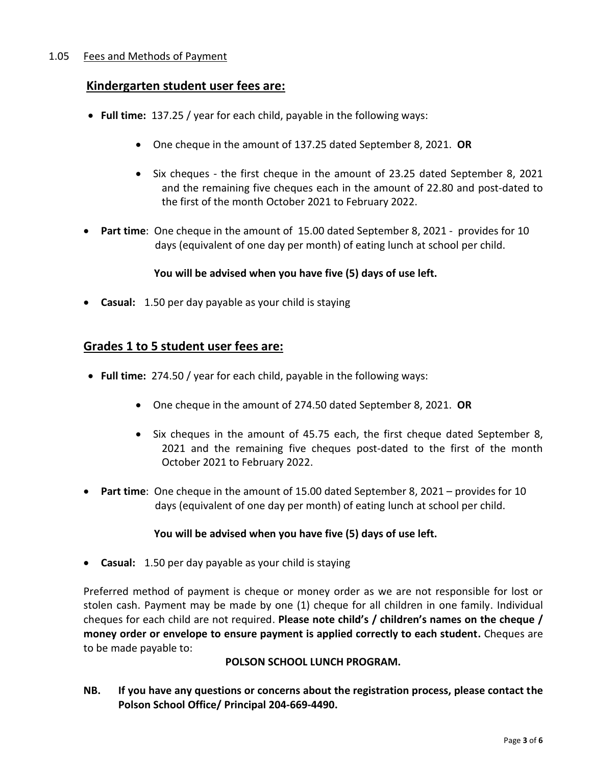1.05 Fees and Methods of Payment

## Kindergarten student user fees are:

- **Full time:** 137.25 / year for each child, payable in the following ways:
  - One cheque in the amount of 137.25 dated September 8, 2021. **OR**
  - Six cheques - the first cheque in the amount of 23.25 dated September 8, 2021 and the remaining five cheques each in the amount of 22.80 and post-dated to the first of the month October 2021 to February 2022.
- **Part time**: One cheque in the amount of 15.00 dated September 8, 2021 - provides for 10 days (equivalent of one day per month) of eating lunch at school per child.

  **You will be advised when you have five (5) days of use left.**

- **Casual:** 1.50 per day payable as your child is staying

## Grades 1 to 5 student user fees are:

- **Full time:** 274.50 / year for each child, payable in the following ways:
  - One cheque in the amount of 274.50 dated September 8, 2021. **OR**
  - Six cheques in the amount of 45.75 each, the first cheque dated September 8, 2021 and the remaining five cheques post-dated to the first of the month October 2021 to February 2022.
- **Part time**: One cheque in the amount of 15.00 dated September 8, 2021 – provides for 10 days (equivalent of one day per month) of eating lunch at school per child.

  **You will be advised when you have five (5) days of use left.**

- **Casual:** 1.50 per day payable as your child is staying

Preferred method of payment is cheque or money order as we are not responsible for lost or stolen cash. Payment may be made by one (1) cheque for all children in one family. Individual cheques for each child are not required. **Please note child's / children's names on the cheque / money order or envelope to ensure payment is applied correctly to each student.** Cheques are to be made payable to:

**POLSON SCHOOL LUNCH PROGRAM.**

**NB. If you have any questions or concerns about the registration process, please contact the Polson School Office/ Principal 204-669-4490.**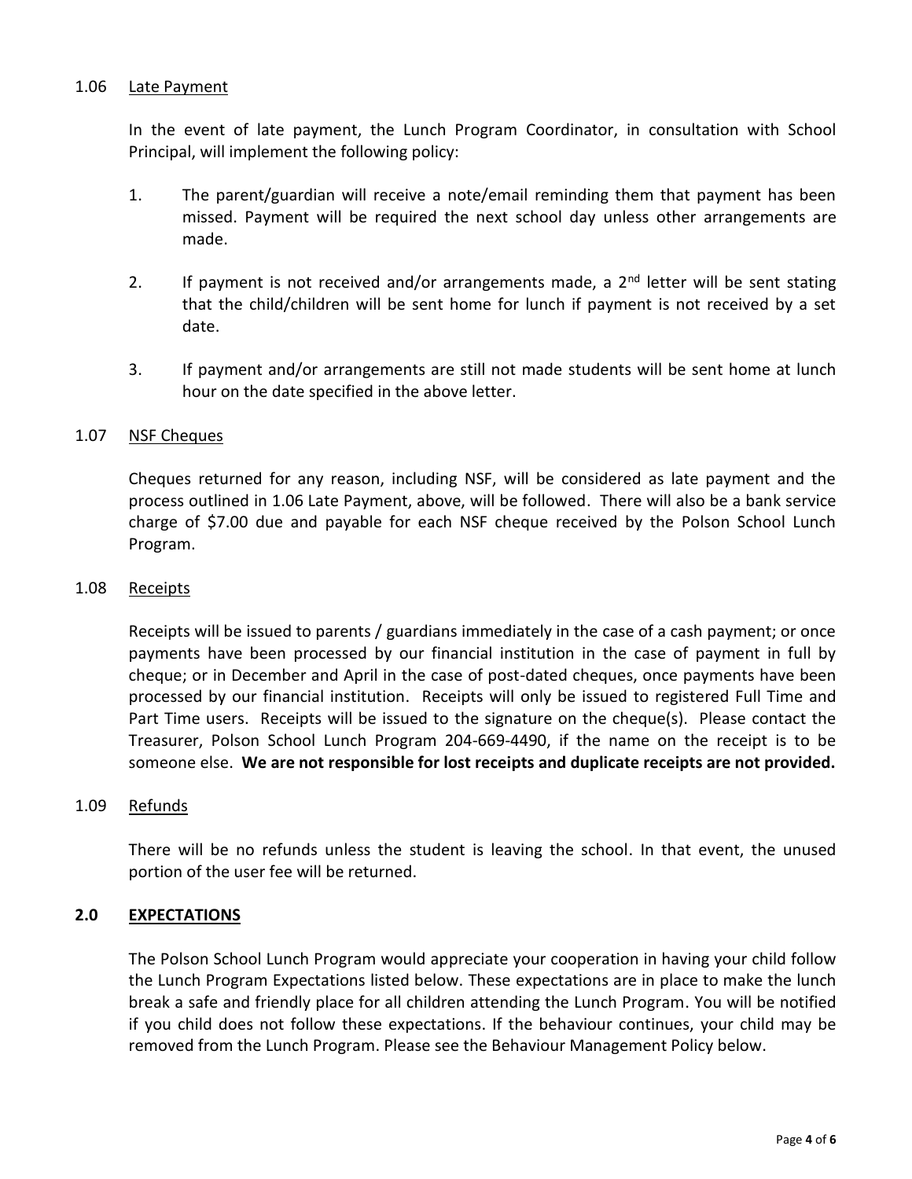### 1.06 Late Payment

In the event of late payment, the Lunch Program Coordinator, in consultation with School Principal, will implement the following policy:

1. The parent/guardian will receive a note/email reminding them that payment has been missed. Payment will be required the next school day unless other arrangements are made.

2. If payment is not received and/or arrangements made, a 2nd letter will be sent stating that the child/children will be sent home for lunch if payment is not received by a set date.

3. If payment and/or arrangements are still not made students will be sent home at lunch hour on the date specified in the above letter.

### 1.07 NSF Cheques

Cheques returned for any reason, including NSF, will be considered as late payment and the process outlined in 1.06 Late Payment, above, will be followed. There will also be a bank service charge of $7.00 due and payable for each NSF cheque received by the Polson School Lunch Program.

### 1.08 Receipts

Receipts will be issued to parents / guardians immediately in the case of a cash payment; or once payments have been processed by our financial institution in the case of payment in full by cheque; or in December and April in the case of post-dated cheques, once payments have been processed by our financial institution. Receipts will only be issued to registered Full Time and Part Time users. Receipts will be issued to the signature on the cheque(s). Please contact the Treasurer, Polson School Lunch Program 204-669-4490, if the name on the receipt is to be someone else. **We are not responsible for lost receipts and duplicate receipts are not provided.**

### 1.09 Refunds

There will be no refunds unless the student is leaving the school. In that event, the unused portion of the user fee will be returned.

## 2.0 EXPECTATIONS

The Polson School Lunch Program would appreciate your cooperation in having your child follow the Lunch Program Expectations listed below. These expectations are in place to make the lunch break a safe and friendly place for all children attending the Lunch Program. You will be notified if you child does not follow these expectations. If the behaviour continues, your child may be removed from the Lunch Program. Please see the Behaviour Management Policy below.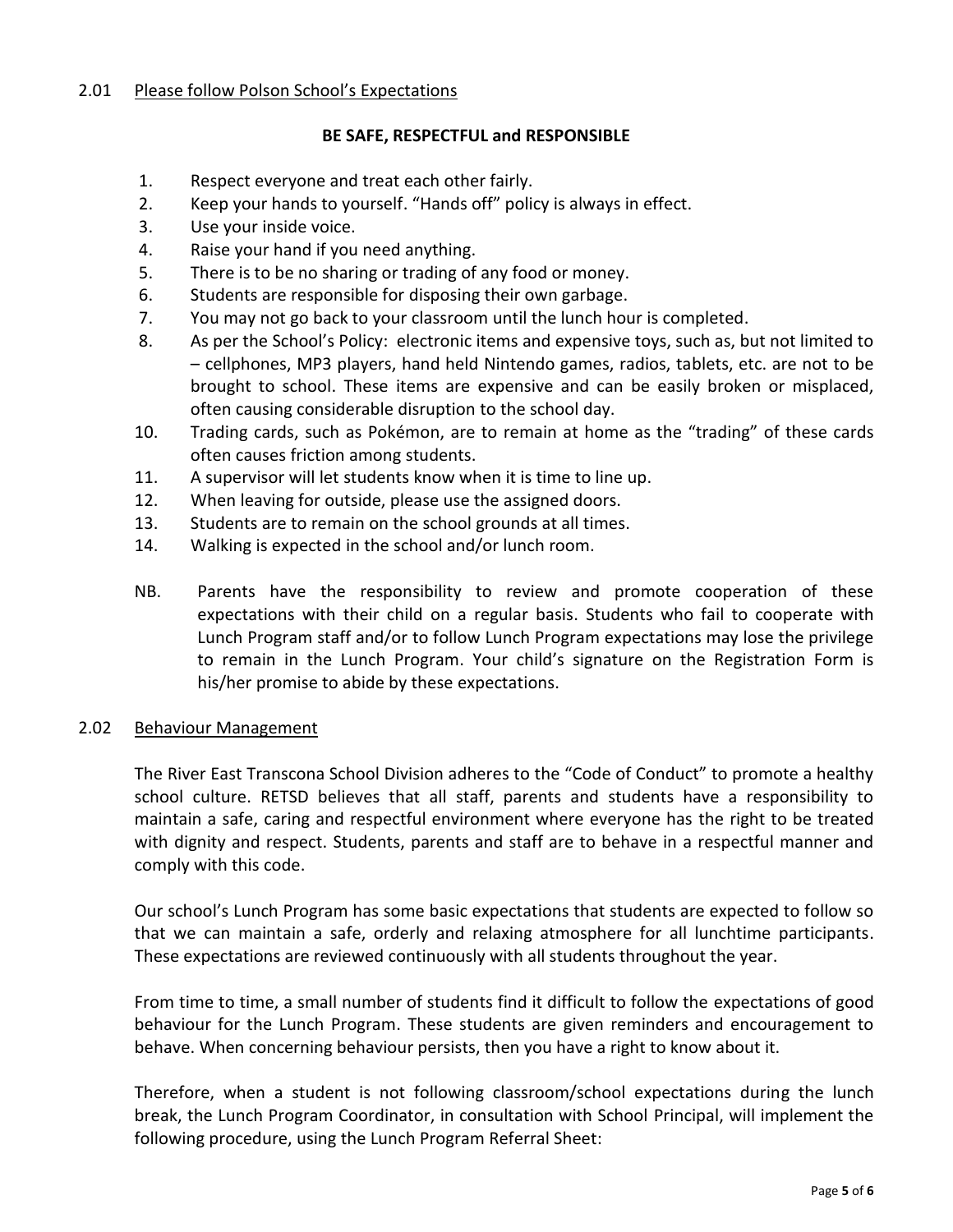## 2.01 Please follow Polson School's Expectations

**BE SAFE, RESPECTFUL and RESPONSIBLE**

1. Respect everyone and treat each other fairly.
2. Keep your hands to yourself. "Hands off" policy is always in effect.
3. Use your inside voice.
4. Raise your hand if you need anything.
5. There is to be no sharing or trading of any food or money.
6. Students are responsible for disposing their own garbage.
7. You may not go back to your classroom until the lunch hour is completed.
8. As per the School's Policy: electronic items and expensive toys, such as, but not limited to – cellphones, MP3 players, hand held Nintendo games, radios, tablets, etc. are not to be brought to school. These items are expensive and can be easily broken or misplaced, often causing considerable disruption to the school day.

10. Trading cards, such as Pokémon, are to remain at home as the "trading" of these cards often causes friction among students.
11. A supervisor will let students know when it is time to line up.
12. When leaving for outside, please use the assigned doors.
13. Students are to remain on the school grounds at all times.
14. Walking is expected in the school and/or lunch room.

NB. Parents have the responsibility to review and promote cooperation of these expectations with their child on a regular basis. Students who fail to cooperate with Lunch Program staff and/or to follow Lunch Program expectations may lose the privilege to remain in the Lunch Program. Your child's signature on the Registration Form is his/her promise to abide by these expectations.

## 2.02 Behaviour Management

The River East Transcona School Division adheres to the "Code of Conduct" to promote a healthy school culture. RETSD believes that all staff, parents and students have a responsibility to maintain a safe, caring and respectful environment where everyone has the right to be treated with dignity and respect. Students, parents and staff are to behave in a respectful manner and comply with this code.

Our school's Lunch Program has some basic expectations that students are expected to follow so that we can maintain a safe, orderly and relaxing atmosphere for all lunchtime participants. These expectations are reviewed continuously with all students throughout the year.

From time to time, a small number of students find it difficult to follow the expectations of good behaviour for the Lunch Program. These students are given reminders and encouragement to behave. When concerning behaviour persists, then you have a right to know about it.

Therefore, when a student is not following classroom/school expectations during the lunch break, the Lunch Program Coordinator, in consultation with School Principal, will implement the following procedure, using the Lunch Program Referral Sheet: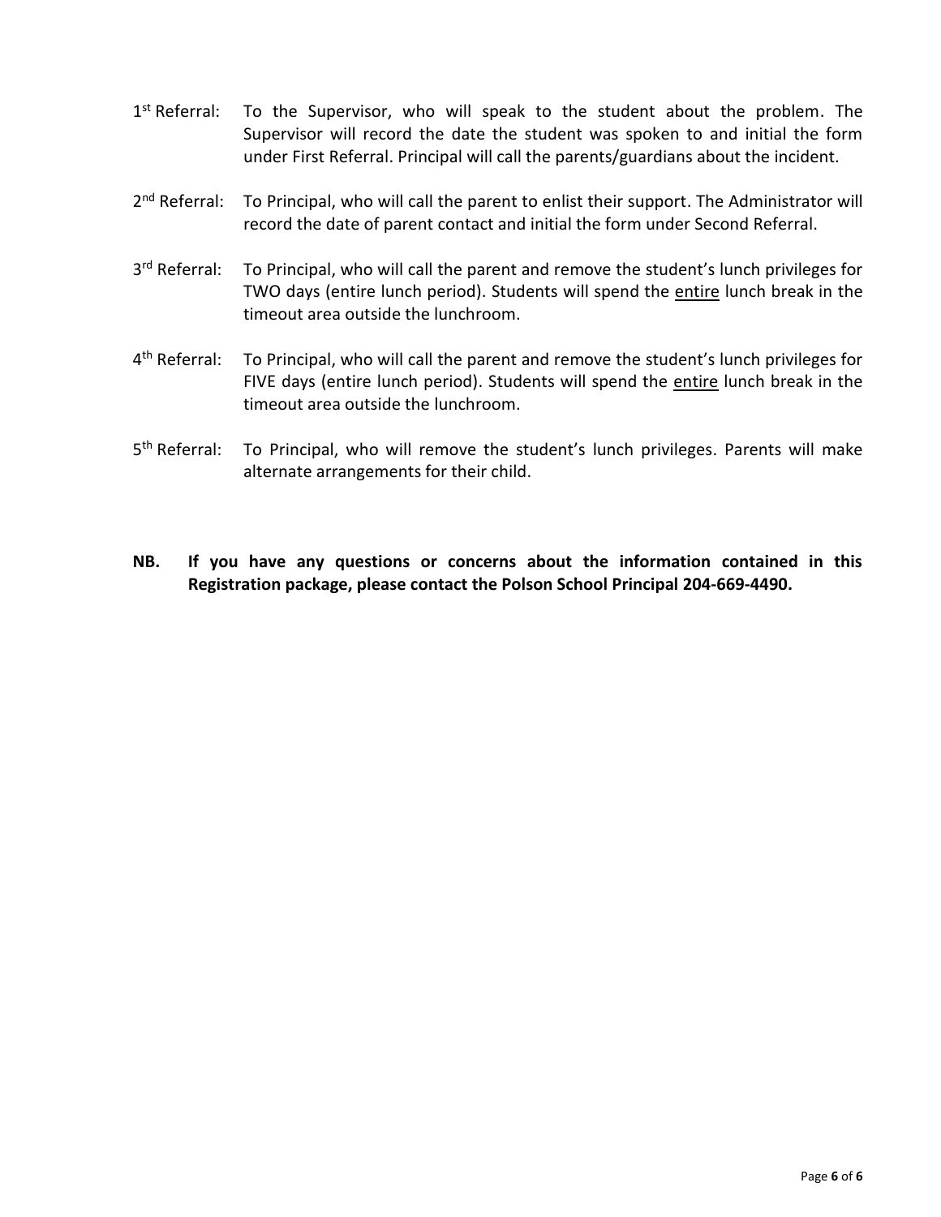1st Referral: To the Supervisor, who will speak to the student about the problem. The Supervisor will record the date the student was spoken to and initial the form under First Referral. Principal will call the parents/guardians about the incident.

2nd Referral: To Principal, who will call the parent to enlist their support. The Administrator will record the date of parent contact and initial the form under Second Referral.

3rd Referral: To Principal, who will call the parent and remove the student's lunch privileges for TWO days (entire lunch period). Students will spend the <u>entire</u> lunch break in the timeout area outside the lunchroom.

4th Referral: To Principal, who will call the parent and remove the student's lunch privileges for FIVE days (entire lunch period). Students will spend the <u>entire</u> lunch break in the timeout area outside the lunchroom.

5th Referral: To Principal, who will remove the student's lunch privileges. Parents will make alternate arrangements for their child.

**NB. If you have any questions or concerns about the information contained in this Registration package, please contact the Polson School Principal 204-669-4490.**